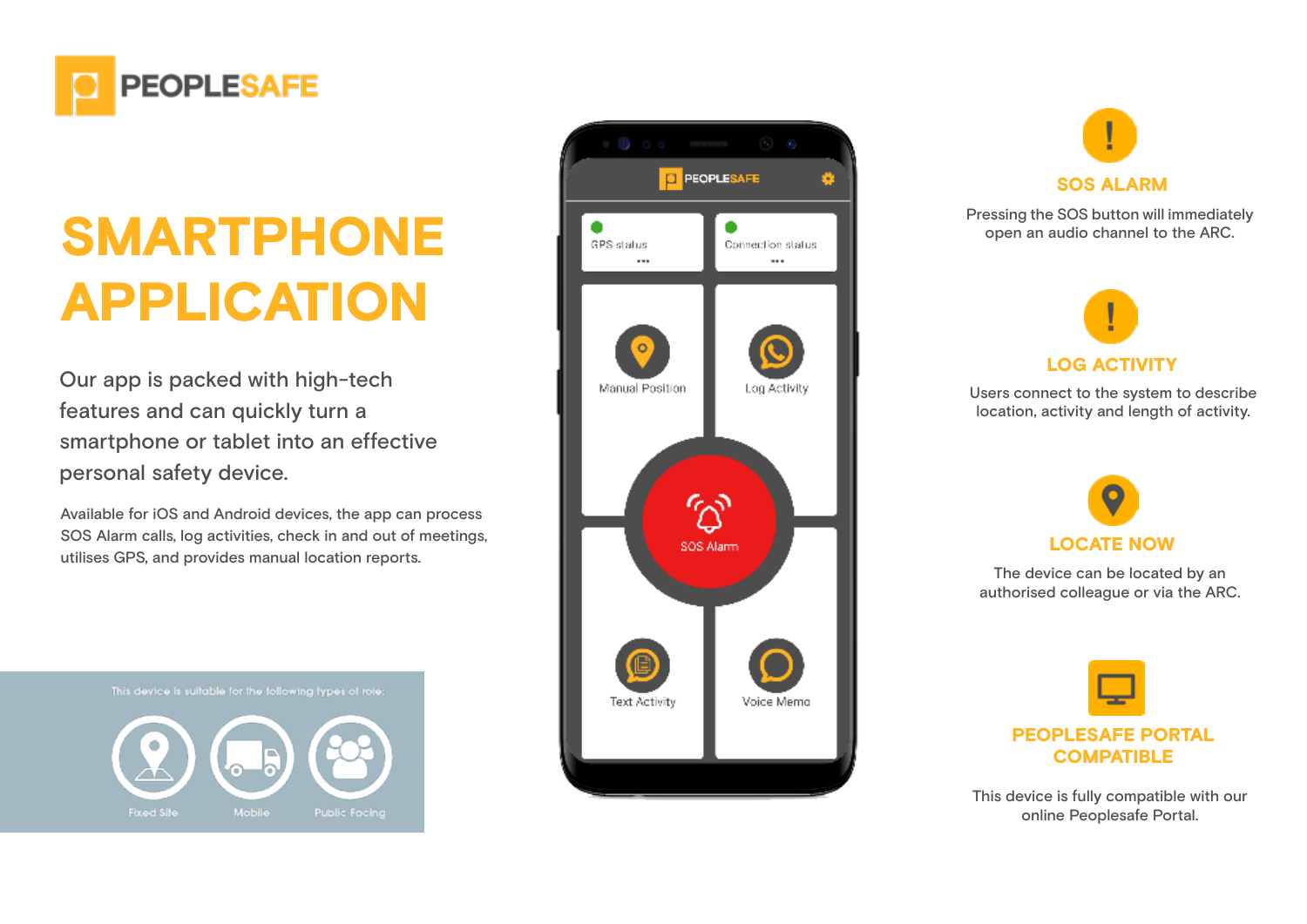PEOPLESAFE

# SMARTPHONE APPLICATION

Our app is packed with high-tech features and can quickly turn a smartphone or tablet into an effective personal safety device.

Available for iOS and Android devices, the app can process SOS Alarm calls, log activities, check in and out of meetings, utilises GPS, and provides manual location reports.

This device is suitable for the following types of role:

- Fixed Site
- Mobile
- Public Facing

## SOS ALARM

Pressing the SOS button will immediately open an audio channel to the ARC.

## LOG ACTIVITY

Users connect to the system to describe location, activity and length of activity.

## LOCATE NOW

The device can be located by an authorised colleague or via the ARC.

## PEOPLESAFE PORTAL COMPATIBLE

This device is fully compatible with our online Peoplesafe Portal.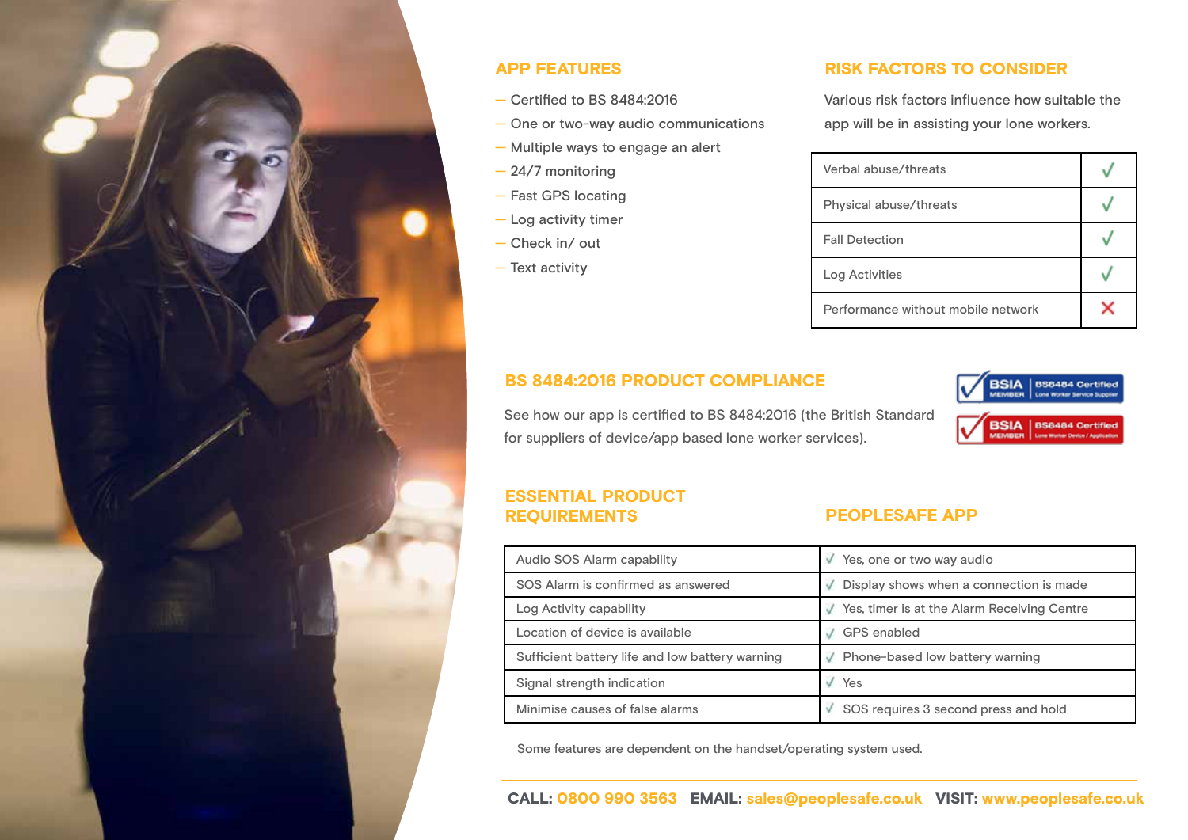## APP FEATURES

- Certified to BS 8484:2016
- One or two-way audio communications
- Multiple ways to engage an alert
- 24/7 monitoring
- Fast GPS locating
- Log activity timer
- Check in/ out
- Text activity

## RISK FACTORS TO CONSIDER

Various risk factors influence how suitable the app will be in assisting your lone workers.

| | |
|---|---|
| Verbal abuse/threats | ✓ |
| Physical abuse/threats | ✓ |
| Fall Detection | ✓ |
| Log Activities | ✓ |
| Performance without mobile network | ✗ |

## BS 8484:2016 PRODUCT COMPLIANCE

See how our app is certified to BS 8484:2016 (the British Standard for suppliers of device/app based lone worker services).

BSIA MEMBER | BS8484 Certified | Lone Worker Service Supplier

BSIA MEMBER | BS8484 Certified | Lone Worker Device / Application

| ESSENTIAL PRODUCT REQUIREMENTS | PEOPLESAFE APP |
|---|---|
| Audio SOS Alarm capability | ✓ Yes, one or two way audio |
| SOS Alarm is confirmed as answered | ✓ Display shows when a connection is made |
| Log Activity capability | ✓ Yes, timer is at the Alarm Receiving Centre |
| Location of device is available | ✓ GPS enabled |
| Sufficient battery life and low battery warning | ✓ Phone-based low battery warning |
| Signal strength indication | ✓ Yes |
| Minimise causes of false alarms | ✓ SOS requires 3 second press and hold |

Some features are dependent on the handset/operating system used.

**CALL:** 0800 990 3563 **EMAIL:** sales@peoplesafe.co.uk **VISIT:** www.peoplesafe.co.uk